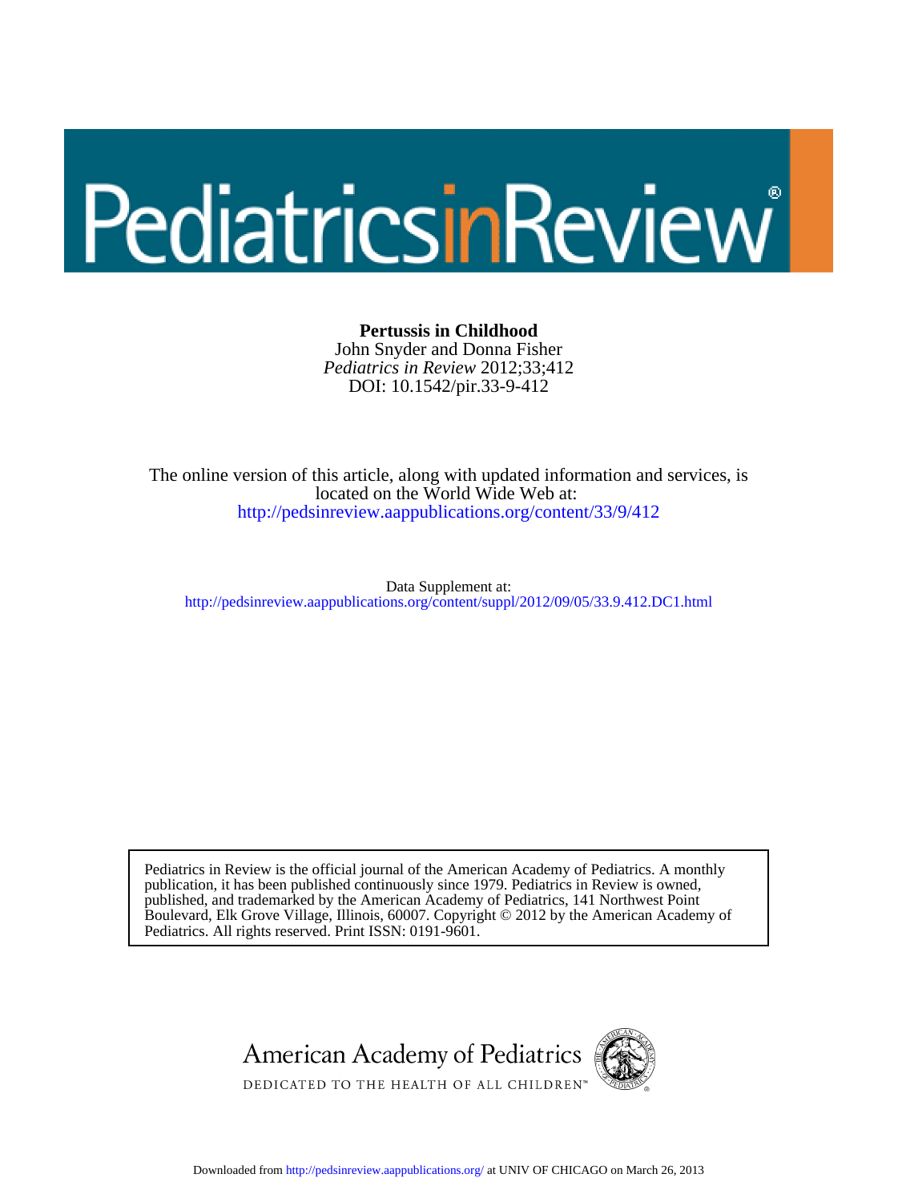# Pediatrics in Review

**Pertussis in Childhood**
John Snyder and Donna Fisher
*Pediatrics in Review* 2012;33;412
DOI: 10.1542/pir.33-9-412

The online version of this article, along with updated information and services, is located on the World Wide Web at:
http://pedsinreview.aappublications.org/content/33/9/412

Data Supplement at:
http://pedsinreview.aappublications.org/content/suppl/2012/09/05/33.9.412.DC1.html

Pediatrics in Review is the official journal of the American Academy of Pediatrics. A monthly publication, it has been published continuously since 1979. Pediatrics in Review is owned, published, and trademarked by the American Academy of Pediatrics, 141 Northwest Point Boulevard, Elk Grove Village, Illinois, 60007. Copyright © 2012 by the American Academy of Pediatrics. All rights reserved. Print ISSN: 0191-9601.

American Academy of Pediatrics
DEDICATED TO THE HEALTH OF ALL CHILDREN™

Downloaded from http://pedsinreview.aappublications.org/ at UNIV OF CHICAGO on March 26, 2013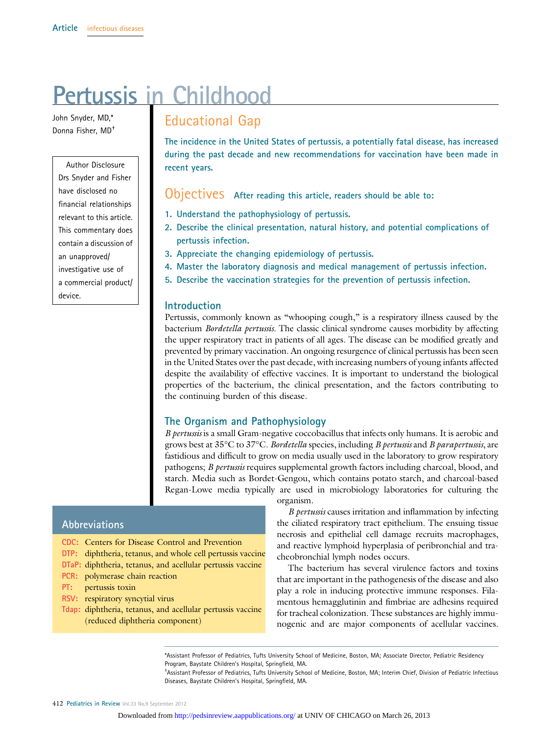Article infectious diseases

# Pertussis in Childhood

John Snyder, MD,[*]
Donna Fisher, MD[†]

Author Disclosure
Drs Snyder and Fisher have disclosed no financial relationships relevant to this article. This commentary does contain a discussion of an unapproved/investigative use of a commercial product/device.

## Educational Gap

**The incidence in the United States of pertussis, a potentially fatal disease, has increased during the past decade and new recommendations for vaccination have been made in recent years.**

## Objectives

**After reading this article, readers should be able to:**

1. **Understand the pathophysiology of pertussis.**
2. **Describe the clinical presentation, natural history, and potential complications of pertussis infection.**
3. **Appreciate the changing epidemiology of pertussis.**
4. **Master the laboratory diagnosis and medical management of pertussis infection.**
5. **Describe the vaccination strategies for the prevention of pertussis infection.**

### Introduction

Pertussis, commonly known as "whooping cough," is a respiratory illness caused by the bacterium *Bordetella pertussis*. The classic clinical syndrome causes morbidity by affecting the upper respiratory tract in patients of all ages. The disease can be modified greatly and prevented by primary vaccination. An ongoing resurgence of clinical pertussis has been seen in the United States over the past decade, with increasing numbers of young infants affected despite the availability of effective vaccines. It is important to understand the biological properties of the bacterium, the clinical presentation, and the factors contributing to the continuing burden of this disease.

### The Organism and Pathophysiology

*B pertussis* is a small Gram-negative coccobacillus that infects only humans. It is aerobic and grows best at 35°C to 37°C. *Bordetella* species, including *B pertussis* and *B parapertussis*, are fastidious and difficult to grow on media usually used in the laboratory to grow respiratory pathogens; *B pertussis* requires supplemental growth factors including charcoal, blood, and starch. Media such as Bordet-Gengou, which contains potato starch, and charcoal-based Regan-Lowe media typically are used in microbiology laboratories for culturing the organism.

*B pertussis* causes irritation and inflammation by infecting the ciliated respiratory tract epithelium. The ensuing tissue necrosis and epithelial cell damage recruits macrophages, and reactive lymphoid hyperplasia of peribronchial and tracheobronchial lymph nodes occurs.

The bacterium has several virulence factors and toxins that are important in the pathogenesis of the disease and also play a role in inducing protective immune responses. Filamentous hemagglutinin and fimbriae are adhesins required for tracheal colonization. These substances are highly immunogenic and are major components of acellular vaccines.

### Abbreviations

- **CDC:** Centers for Disease Control and Prevention
- **DTP:** diphtheria, tetanus, and whole cell pertussis vaccine
- **DTaP:** diphtheria, tetanus, and acellular pertussis vaccine
- **PCR:** polymerase chain reaction
- **PT:** pertussis toxin
- **RSV:** respiratory syncytial virus
- **Tdap:** diphtheria, tetanus, and acellular pertussis vaccine (reduced diphtheria component)

[*]Assistant Professor of Pediatrics, Tufts University School of Medicine, Boston, MA; Associate Director, Pediatric Residency Program, Baystate Children's Hospital, Springfield, MA.

[†]Assistant Professor of Pediatrics, Tufts University School of Medicine, Boston, MA; Interim Chief, Division of Pediatric Infectious Diseases, Baystate Children's Hospital, Springfield, MA.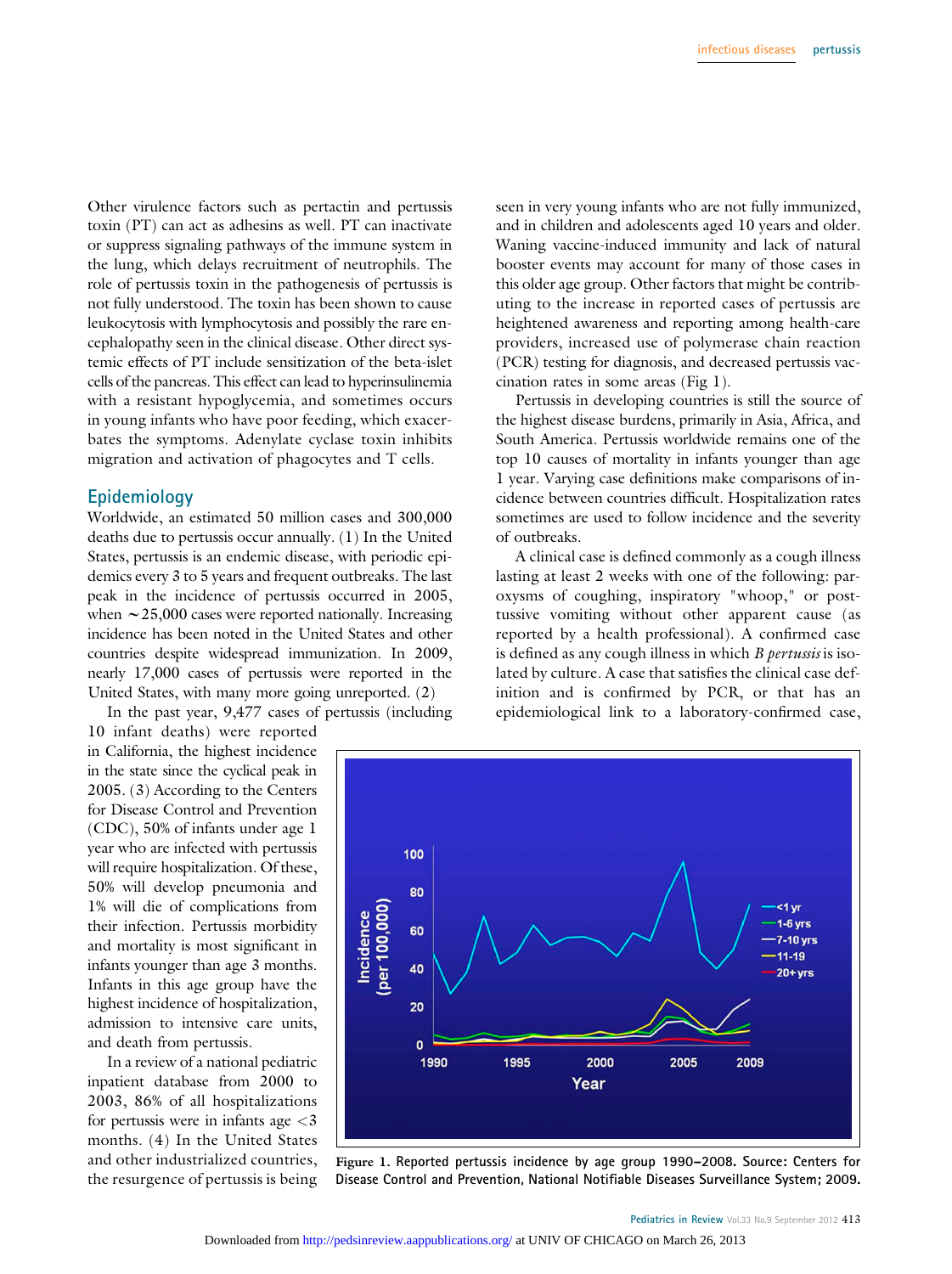Other virulence factors such as pertactin and pertussis toxin (PT) can act as adhesins as well. PT can inactivate or suppress signaling pathways of the immune system in the lung, which delays recruitment of neutrophils. The role of pertussis toxin in the pathogenesis of pertussis is not fully understood. The toxin has been shown to cause leukocytosis with lymphocytosis and possibly the rare encephalopathy seen in the clinical disease. Other direct systemic effects of PT include sensitization of the beta-islet cells of the pancreas. This effect can lead to hyperinsulinemia with a resistant hypoglycemia, and sometimes occurs in young infants who have poor feeding, which exacerbates the symptoms. Adenylate cyclase toxin inhibits migration and activation of phagocytes and T cells.

## Epidemiology

Worldwide, an estimated 50 million cases and 300,000 deaths due to pertussis occur annually. (1) In the United States, pertussis is an endemic disease, with periodic epidemics every 3 to 5 years and frequent outbreaks. The last peak in the incidence of pertussis occurred in 2005, when ~25,000 cases were reported nationally. Increasing incidence has been noted in the United States and other countries despite widespread immunization. In 2009, nearly 17,000 cases of pertussis were reported in the United States, with many more going unreported. (2)

In the past year, 9,477 cases of pertussis (including 10 infant deaths) were reported in California, the highest incidence in the state since the cyclical peak in 2005. (3) According to the Centers for Disease Control and Prevention (CDC), 50% of infants under age 1 year who are infected with pertussis will require hospitalization. Of these, 50% will develop pneumonia and 1% will die of complications from their infection. Pertussis morbidity and mortality is most significant in infants younger than age 3 months. Infants in this age group have the highest incidence of hospitalization, admission to intensive care units, and death from pertussis.

In a review of a national pediatric inpatient database from 2000 to 2003, 86% of all hospitalizations for pertussis were in infants age <3 months. (4) In the United States and other industrialized countries, the resurgence of pertussis is being seen in very young infants who are not fully immunized, and in children and adolescents aged 10 years and older. Waning vaccine-induced immunity and lack of natural booster events may account for many of those cases in this older age group. Other factors that might be contributing to the increase in reported cases of pertussis are heightened awareness and reporting among health-care providers, increased use of polymerase chain reaction (PCR) testing for diagnosis, and decreased pertussis vaccination rates in some areas (Fig 1).

Pertussis in developing countries is still the source of the highest disease burdens, primarily in Asia, Africa, and South America. Pertussis worldwide remains one of the top 10 causes of mortality in infants younger than age 1 year. Varying case definitions make comparisons of incidence between countries difficult. Hospitalization rates sometimes are used to follow incidence and the severity of outbreaks.

A clinical case is defined commonly as a cough illness lasting at least 2 weeks with one of the following: paroxysms of coughing, inspiratory "whoop," or post-tussive vomiting without other apparent cause (as reported by a health professional). A confirmed case is defined as any cough illness in which *B pertussis* is isolated by culture. A case that satisfies the clinical case definition and is confirmed by PCR, or that has an epidemiological link to a laboratory-confirmed case,

Figure 1. Reported pertussis incidence by age group 1990–2008. Source: Centers for Disease Control and Prevention, National Notifiable Diseases Surveillance System; 2009.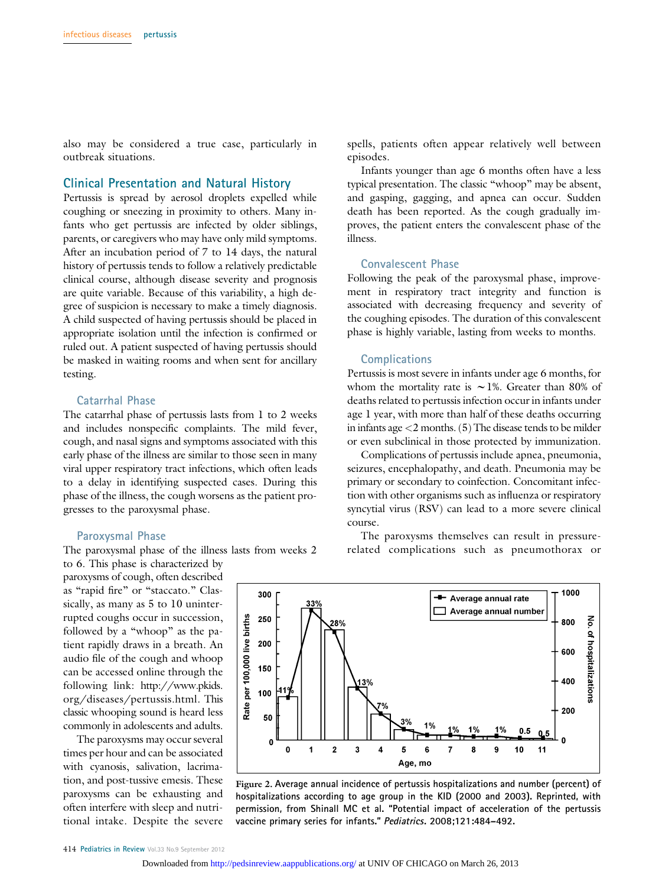also may be considered a true case, particularly in outbreak situations.

## Clinical Presentation and Natural History

Pertussis is spread by aerosol droplets expelled while coughing or sneezing in proximity to others. Many infants who get pertussis are infected by older siblings, parents, or caregivers who may have only mild symptoms. After an incubation period of 7 to 14 days, the natural history of pertussis tends to follow a relatively predictable clinical course, although disease severity and prognosis are quite variable. Because of this variability, a high degree of suspicion is necessary to make a timely diagnosis. A child suspected of having pertussis should be placed in appropriate isolation until the infection is confirmed or ruled out. A patient suspected of having pertussis should be masked in waiting rooms and when sent for ancillary testing.

### Catarrhal Phase

The catarrhal phase of pertussis lasts from 1 to 2 weeks and includes nonspecific complaints. The mild fever, cough, and nasal signs and symptoms associated with this early phase of the illness are similar to those seen in many viral upper respiratory tract infections, which often leads to a delay in identifying suspected cases. During this phase of the illness, the cough worsens as the patient progresses to the paroxysmal phase.

### Paroxysmal Phase

The paroxysmal phase of the illness lasts from weeks 2 to 6. This phase is characterized by paroxysms of cough, often described as "rapid fire" or "staccato." Classically, as many as 5 to 10 uninterrupted coughs occur in succession, followed by a "whoop" as the patient rapidly draws in a breath. An audio file of the cough and whoop can be accessed online through the following link: http://www.pkids.org/diseases/pertussis.html. This classic whooping sound is heard less commonly in adolescents and adults.

The paroxysms may occur several times per hour and can be associated with cyanosis, salivation, lacrimation, and post-tussive emesis. These paroxysms can be exhausting and often interfere with sleep and nutritional intake. Despite the severe spells, patients often appear relatively well between episodes.

Infants younger than age 6 months often have a less typical presentation. The classic "whoop" may be absent, and gasping, gagging, and apnea can occur. Sudden death has been reported. As the cough gradually improves, the patient enters the convalescent phase of the illness.

### Convalescent Phase

Following the peak of the paroxysmal phase, improvement in respiratory tract integrity and function is associated with decreasing frequency and severity of the coughing episodes. The duration of this convalescent phase is highly variable, lasting from weeks to months.

### Complications

Pertussis is most severe in infants under age 6 months, for whom the mortality rate is ~1%. Greater than 80% of deaths related to pertussis infection occur in infants under age 1 year, with more than half of these deaths occurring in infants age <2 months. (5) The disease tends to be milder or even subclinical in those protected by immunization.

Complications of pertussis include apnea, pneumonia, seizures, encephalopathy, and death. Pneumonia may be primary or secondary to coinfection. Concomitant infection with other organisms such as influenza or respiratory syncytial virus (RSV) can lead to a more severe clinical course.

The paroxysms themselves can result in pressure-related complications such as pneumothorax or

Average annual rate
Average annual number
Rate per 100,000 live births
No. of hospitalizations
Age, mo
0 1 2 3 4 5 6 7 8 9 10 11
11% 33% 28% 13% 7% 3% 1% 1% 1% 1% 0.5 0.5

Figure 2. Average annual incidence of pertussis hospitalizations and number (percent) of hospitalizations according to age group in the KID (2000 and 2003). Reprinted, with permission, from Shinall MC et al. "Potential impact of acceleration of the pertussis vaccine primary series for infants." *Pediatrics*. 2008;121:484–492.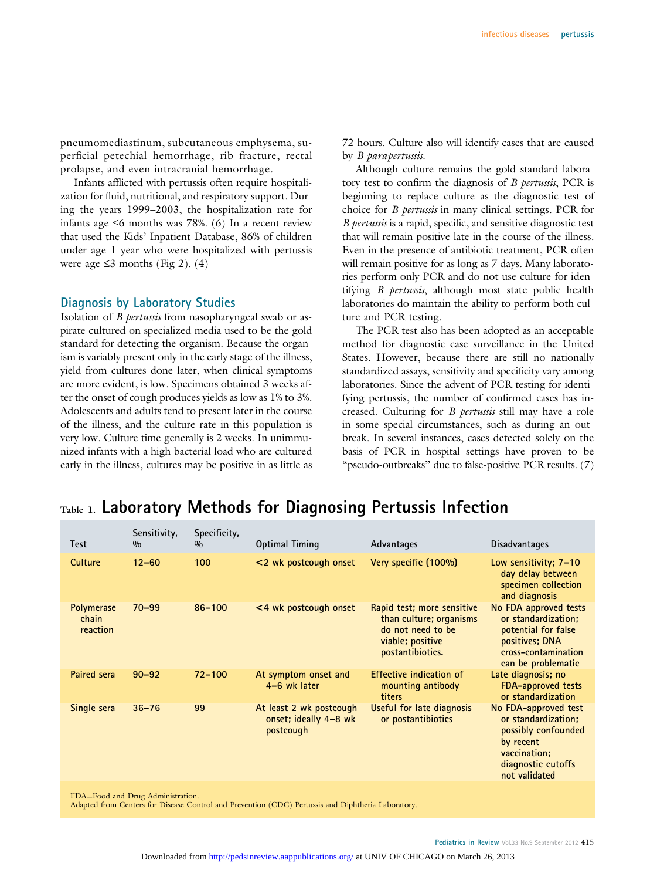pneumomediastinum, subcutaneous emphysema, superficial petechial hemorrhage, rib fracture, rectal prolapse, and even intracranial hemorrhage.

Infants afflicted with pertussis often require hospitalization for fluid, nutritional, and respiratory support. During the years 1999–2003, the hospitalization rate for infants age ≤6 months was 78%. (6) In a recent review that used the Kids' Inpatient Database, 86% of children under age 1 year who were hospitalized with pertussis were age ≤3 months (Fig 2). (4)

## Diagnosis by Laboratory Studies

Isolation of *B pertussis* from nasopharyngeal swab or aspirate cultured on specialized media used to be the gold standard for detecting the organism. Because the organism is variably present only in the early stage of the illness, yield from cultures done later, when clinical symptoms are more evident, is low. Specimens obtained 3 weeks after the onset of cough produces yields as low as 1% to 3%. Adolescents and adults tend to present later in the course of the illness, and the culture rate in this population is very low. Culture time generally is 2 weeks. In unimmunized infants with a high bacterial load who are cultured early in the illness, cultures may be positive in as little as 72 hours. Culture also will identify cases that are caused by *B parapertussis*.

Although culture remains the gold standard laboratory test to confirm the diagnosis of *B pertussis*, PCR is beginning to replace culture as the diagnostic test of choice for *B pertussis* in many clinical settings. PCR for *B pertussis* is a rapid, specific, and sensitive diagnostic test that will remain positive late in the course of the illness. Even in the presence of antibiotic treatment, PCR often will remain positive for as long as 7 days. Many laboratories perform only PCR and do not use culture for identifying *B pertussis*, although most state public health laboratories do maintain the ability to perform both culture and PCR testing.

The PCR test also has been adopted as an acceptable method for diagnostic case surveillance in the United States. However, because there are still no nationally standardized assays, sensitivity and specificity vary among laboratories. Since the advent of PCR testing for identifying pertussis, the number of confirmed cases has increased. Culturing for *B pertussis* still may have a role in some special circumstances, such as during an outbreak. In several instances, cases detected solely on the basis of PCR in hospital settings have proven to be "pseudo-outbreaks" due to false-positive PCR results. (7)

Table 1. **Laboratory Methods for Diagnosing Pertussis Infection**

| Test | Sensitivity, % | Specificity, % | Optimal Timing | Advantages | Disadvantages |
|---|---|---|---|---|---|
| Culture | 12–60 | 100 | <2 wk postcough onset | Very specific (100%) | Low sensitivity; 7–10 day delay between specimen collection and diagnosis |
| Polymerase chain reaction | 70–99 | 86–100 | <4 wk postcough onset | Rapid test; more sensitive than culture; organisms do not need to be viable; positive postantibiotics. | No FDA approved tests or standardization; potential for false positives; DNA cross-contamination can be problematic |
| Paired sera | 90–92 | 72–100 | At symptom onset and 4–6 wk later | Effective indication of mounting antibody titers | Late diagnosis; no FDA-approved tests or standardization |
| Single sera | 36–76 | 99 | At least 2 wk postcough onset; ideally 4–8 wk postcough | Useful for late diagnosis or postantibiotics | No FDA-approved test or standardization; possibly confounded by recent vaccination; diagnostic cutoffs not validated |

FDA=Food and Drug Administration.
Adapted from Centers for Disease Control and Prevention (CDC) Pertussis and Diphtheria Laboratory.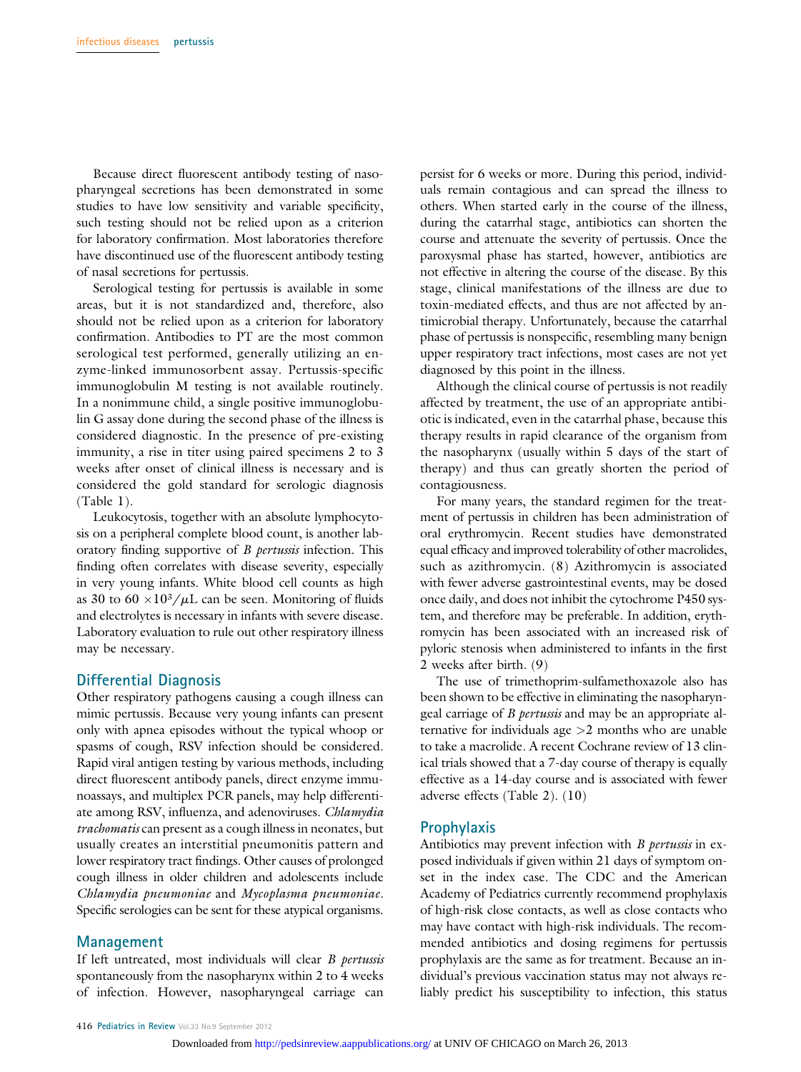Because direct fluorescent antibody testing of nasopharyngeal secretions has been demonstrated in some studies to have low sensitivity and variable specificity, such testing should not be relied upon as a criterion for laboratory confirmation. Most laboratories therefore have discontinued use of the fluorescent antibody testing of nasal secretions for pertussis.

Serological testing for pertussis is available in some areas, but it is not standardized and, therefore, also should not be relied upon as a criterion for laboratory confirmation. Antibodies to PT are the most common serological test performed, generally utilizing an enzyme-linked immunosorbent assay. Pertussis-specific immunoglobulin M testing is not available routinely. In a nonimmune child, a single positive immunoglobulin G assay done during the second phase of the illness is considered diagnostic. In the presence of pre-existing immunity, a rise in titer using paired specimens 2 to 3 weeks after onset of clinical illness is necessary and is considered the gold standard for serologic diagnosis (Table 1).

Leukocytosis, together with an absolute lymphocytosis on a peripheral complete blood count, is another laboratory finding supportive of *B pertussis* infection. This finding often correlates with disease severity, especially in very young infants. White blood cell counts as high as 30 to 60 $\times 10^3/\mu L$ can be seen. Monitoring of fluids and electrolytes is necessary in infants with severe disease. Laboratory evaluation to rule out other respiratory illness may be necessary.

## Differential Diagnosis

Other respiratory pathogens causing a cough illness can mimic pertussis. Because very young infants can present only with apnea episodes without the typical whoop or spasms of cough, RSV infection should be considered. Rapid viral antigen testing by various methods, including direct fluorescent antibody panels, direct enzyme immunoassays, and multiplex PCR panels, may help differentiate among RSV, influenza, and adenoviruses. *Chlamydia trachomatis* can present as a cough illness in neonates, but usually creates an interstitial pneumonitis pattern and lower respiratory tract findings. Other causes of prolonged cough illness in older children and adolescents include *Chlamydia pneumoniae* and *Mycoplasma pneumoniae*. Specific serologies can be sent for these atypical organisms.

## Management

If left untreated, most individuals will clear *B pertussis* spontaneously from the nasopharynx within 2 to 4 weeks of infection. However, nasopharyngeal carriage can persist for 6 weeks or more. During this period, individuals remain contagious and can spread the illness to others. When started early in the course of the illness, during the catarrhal stage, antibiotics can shorten the course and attenuate the severity of pertussis. Once the paroxysmal phase has started, however, antibiotics are not effective in altering the course of the disease. By this stage, clinical manifestations of the illness are due to toxin-mediated effects, and thus are not affected by antimicrobial therapy. Unfortunately, because the catarrhal phase of pertussis is nonspecific, resembling many benign upper respiratory tract infections, most cases are not yet diagnosed by this point in the illness.

Although the clinical course of pertussis is not readily affected by treatment, the use of an appropriate antibiotic is indicated, even in the catarrhal phase, because this therapy results in rapid clearance of the organism from the nasopharynx (usually within 5 days of the start of therapy) and thus can greatly shorten the period of contagiousness.

For many years, the standard regimen for the treatment of pertussis in children has been administration of oral erythromycin. Recent studies have demonstrated equal efficacy and improved tolerability of other macrolides, such as azithromycin. (8) Azithromycin is associated with fewer adverse gastrointestinal events, may be dosed once daily, and does not inhibit the cytochrome P450 system, and therefore may be preferable. In addition, erythromycin has been associated with an increased risk of pyloric stenosis when administered to infants in the first 2 weeks after birth. (9)

The use of trimethoprim-sulfamethoxazole also has been shown to be effective in eliminating the nasopharyngeal carriage of *B pertussis* and may be an appropriate alternative for individuals age >2 months who are unable to take a macrolide. A recent Cochrane review of 13 clinical trials showed that a 7-day course of therapy is equally effective as a 14-day course and is associated with fewer adverse effects (Table 2). (10)

## Prophylaxis

Antibiotics may prevent infection with *B pertussis* in exposed individuals if given within 21 days of symptom onset in the index case. The CDC and the American Academy of Pediatrics currently recommend prophylaxis of high-risk close contacts, as well as close contacts who may have contact with high-risk individuals. The recommended antibiotics and dosing regimens for pertussis prophylaxis are the same as for treatment. Because an individual's previous vaccination status may not always reliably predict his susceptibility to infection, this status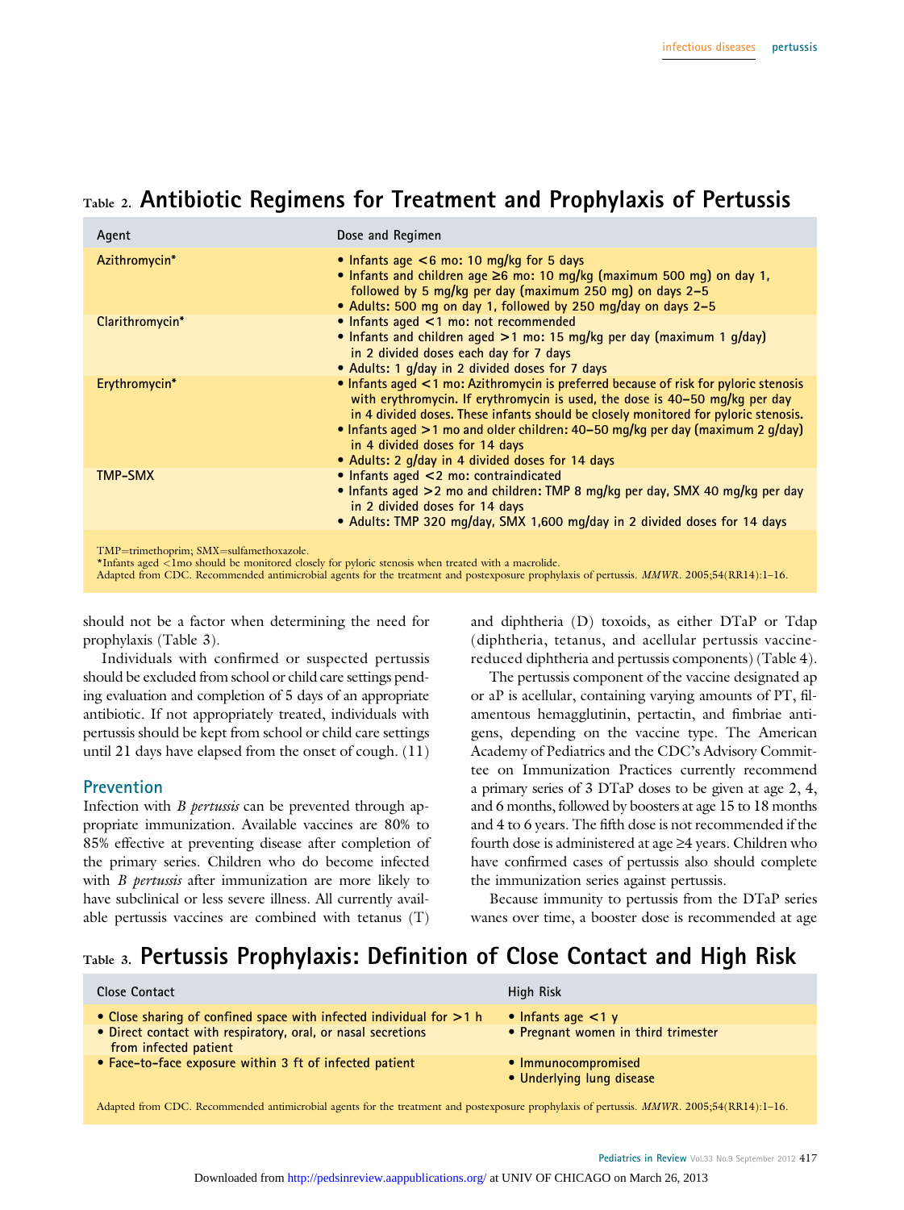## Table 2. Antibiotic Regimens for Treatment and Prophylaxis of Pertussis

| Agent | Dose and Regimen |
| --- | --- |
| Azithromycin* | • Infants age <6 mo: 10 mg/kg for 5 days<br>• Infants and children age ≥6 mo: 10 mg/kg (maximum 500 mg) on day 1, followed by 5 mg/kg per day (maximum 250 mg) on days 2–5<br>• Adults: 500 mg on day 1, followed by 250 mg/day on days 2–5 |
| Clarithromycin* | • Infants aged <1 mo: not recommended<br>• Infants and children aged >1 mo: 15 mg/kg per day (maximum 1 g/day) in 2 divided doses each day for 7 days<br>• Adults: 1 g/day in 2 divided doses for 7 days |
| Erythromycin* | • Infants aged <1 mo: Azithromycin is preferred because of risk for pyloric stenosis with erythromycin. If erythromycin is used, the dose is 40–50 mg/kg per day in 4 divided doses. These infants should be closely monitored for pyloric stenosis.<br>• Infants aged >1 mo and older children: 40–50 mg/kg per day (maximum 2 g/day) in 4 divided doses for 14 days<br>• Adults: 2 g/day in 4 divided doses for 14 days |
| TMP-SMX | • Infants aged <2 mo: contraindicated<br>• Infants aged >2 mo and children: TMP 8 mg/kg per day, SMX 40 mg/kg per day in 2 divided doses for 14 days<br>• Adults: TMP 320 mg/day, SMX 1,600 mg/day in 2 divided doses for 14 days |

TMP=trimethoprim; SMX=sulfamethoxazole.
*Infants aged <1mo should be monitored closely for pyloric stenosis when treated with a macrolide.
Adapted from CDC. Recommended antimicrobial agents for the treatment and postexposure prophylaxis of pertussis. *MMWR*. 2005;54(RR14):1–16.

should not be a factor when determining the need for prophylaxis (Table 3).

Individuals with confirmed or suspected pertussis should be excluded from school or child care settings pending evaluation and completion of 5 days of an appropriate antibiotic. If not appropriately treated, individuals with pertussis should be kept from school or child care settings until 21 days have elapsed from the onset of cough. (11)

## Prevention

Infection with *B pertussis* can be prevented through appropriate immunization. Available vaccines are 80% to 85% effective at preventing disease after completion of the primary series. Children who do become infected with *B pertussis* after immunization are more likely to have subclinical or less severe illness. All currently available pertussis vaccines are combined with tetanus (T) and diphtheria (D) toxoids, as either DTaP or Tdap (diphtheria, tetanus, and acellular pertussis vaccine-reduced diphtheria and pertussis components) (Table 4).

The pertussis component of the vaccine designated ap or aP is acellular, containing varying amounts of PT, filamentous hemagglutinin, pertactin, and fimbriae antigens, depending on the vaccine type. The American Academy of Pediatrics and the CDC's Advisory Committee on Immunization Practices currently recommend a primary series of 3 DTaP doses to be given at age 2, 4, and 6 months, followed by boosters at age 15 to 18 months and 4 to 6 years. The fifth dose is not recommended if the fourth dose is administered at age ≥4 years. Children who have confirmed cases of pertussis also should complete the immunization series against pertussis.

Because immunity to pertussis from the DTaP series wanes over time, a booster dose is recommended at age

## Table 3. Pertussis Prophylaxis: Definition of Close Contact and High Risk

| Close Contact | High Risk |
| --- | --- |
| • Close sharing of confined space with infected individual for >1 h | • Infants age <1 y |
| • Direct contact with respiratory, oral, or nasal secretions from infected patient | • Pregnant women in third trimester |
| • Face-to-face exposure within 3 ft of infected patient | • Immunocompromised<br>• Underlying lung disease |

Adapted from CDC. Recommended antimicrobial agents for the treatment and postexposure prophylaxis of pertussis. *MMWR*. 2005;54(RR14):1–16.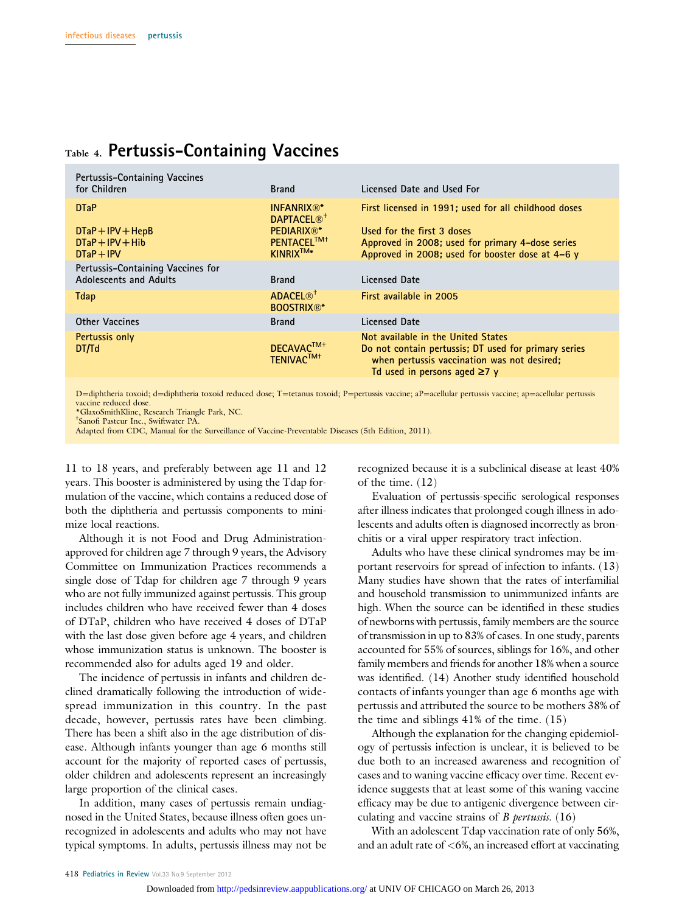## Table 4. Pertussis-Containing Vaccines

| Pertussis-Containing Vaccines for Children | Brand | Licensed Date and Used For |
|---|---|---|
| DTaP | INFANRIX®* DAPTACEL®† | First licensed in 1991; used for all childhood doses |
| DTaP+IPV+HepB | PEDIARIX®* | Used for the first 3 doses |
| DTaP+IPV+Hib | PENTACEL™† | Approved in 2008; used for primary 4-dose series |
| DTaP+IPV | KINRIX™* | Approved in 2008; used for booster dose at 4–6 y |
| **Pertussis-Containing Vaccines for Adolescents and Adults** | **Brand** | **Licensed Date** |
| Tdap | ADACEL®† BOOSTRIX®* | First available in 2005 |
| **Other Vaccines** | **Brand** | **Licensed Date** |
| Pertussis only | | Not available in the United States |
| DT/Td | DECAVAC™† TENIVAC™† | Do not contain pertussis; DT used for primary series when pertussis vaccination was not desired; Td used in persons aged ≥7 y |

D=diphtheria toxoid; d=diphtheria toxoid reduced dose; T=tetanus toxoid; P=pertussis vaccine; aP=acellular pertussis vaccine; ap=acellular pertussis vaccine reduced dose.
*GlaxoSmithKline, Research Triangle Park, NC.
†Sanofi Pasteur Inc., Swiftwater PA.
Adapted from CDC, Manual for the Surveillance of Vaccine-Preventable Diseases (5th Edition, 2011).

11 to 18 years, and preferably between age 11 and 12 years. This booster is administered by using the Tdap formulation of the vaccine, which contains a reduced dose of both the diphtheria and pertussis components to minimize local reactions.

Although it is not Food and Drug Administration-approved for children age 7 through 9 years, the Advisory Committee on Immunization Practices recommends a single dose of Tdap for children age 7 through 9 years who are not fully immunized against pertussis. This group includes children who have received fewer than 4 doses of DTaP, children who have received 4 doses of DTaP with the last dose given before age 4 years, and children whose immunization status is unknown. The booster is recommended also for adults aged 19 and older.

The incidence of pertussis in infants and children declined dramatically following the introduction of widespread immunization in this country. In the past decade, however, pertussis rates have been climbing. There has been a shift also in the age distribution of disease. Although infants younger than age 6 months still account for the majority of reported cases of pertussis, older children and adolescents represent an increasingly large proportion of the clinical cases.

In addition, many cases of pertussis remain undiagnosed in the United States, because illness often goes unrecognized in adolescents and adults who may not have typical symptoms. In adults, pertussis illness may not be recognized because it is a subclinical disease at least 40% of the time. (12)

Evaluation of pertussis-specific serological responses after illness indicates that prolonged cough illness in adolescents and adults often is diagnosed incorrectly as bronchitis or a viral upper respiratory tract infection.

Adults who have these clinical syndromes may be important reservoirs for spread of infection to infants. (13) Many studies have shown that the rates of interfamilial and household transmission to unimmunized infants are high. When the source can be identified in these studies of newborns with pertussis, family members are the source of transmission in up to 83% of cases. In one study, parents accounted for 55% of sources, siblings for 16%, and other family members and friends for another 18% when a source was identified. (14) Another study identified household contacts of infants younger than age 6 months age with pertussis and attributed the source to be mothers 38% of the time and siblings 41% of the time. (15)

Although the explanation for the changing epidemiology of pertussis infection is unclear, it is believed to be due both to an increased awareness and recognition of cases and to waning vaccine efficacy over time. Recent evidence suggests that at least some of this waning vaccine efficacy may be due to antigenic divergence between circulating and vaccine strains of *B pertussis*. (16)

With an adolescent Tdap vaccination rate of only 56%, and an adult rate of <6%, an increased effort at vaccinating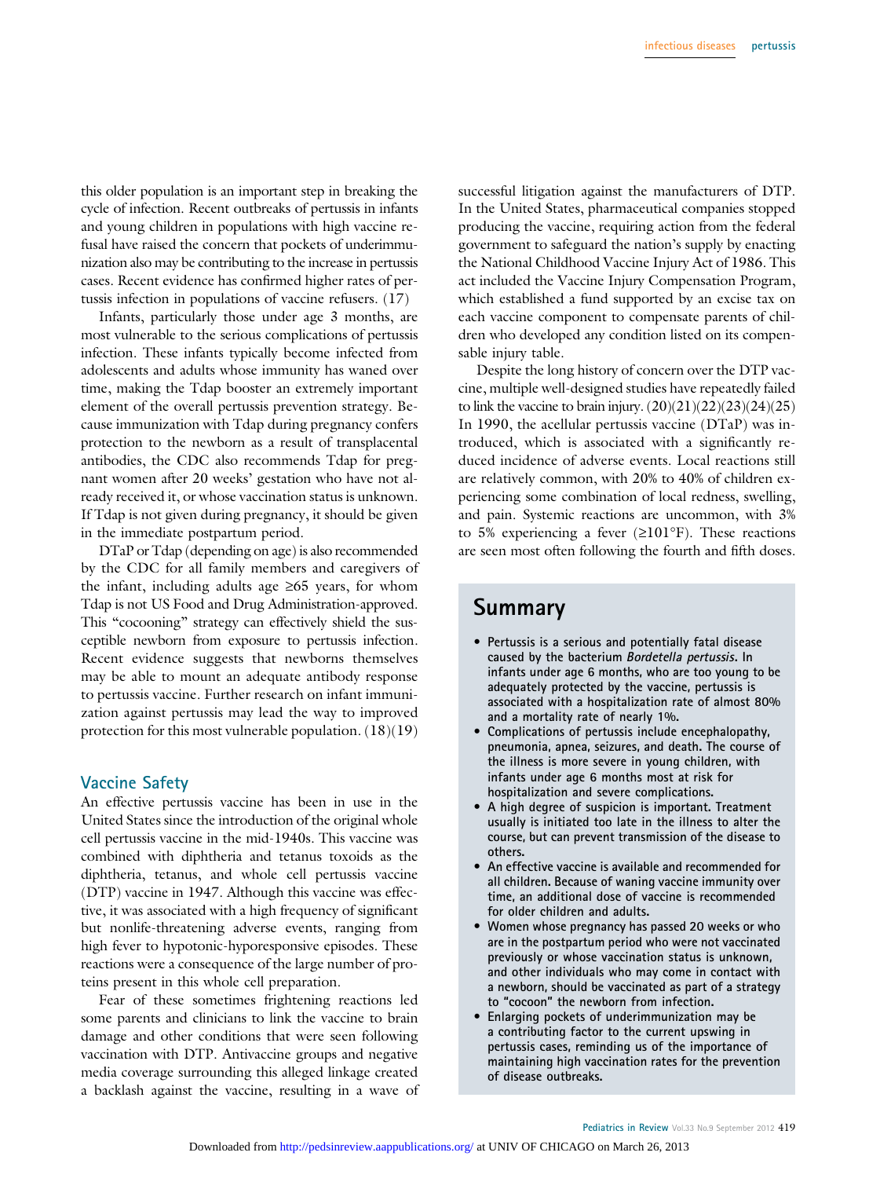this older population is an important step in breaking the cycle of infection. Recent outbreaks of pertussis in infants and young children in populations with high vaccine refusal have raised the concern that pockets of underimmunization also may be contributing to the increase in pertussis cases. Recent evidence has confirmed higher rates of pertussis infection in populations of vaccine refusers. (17)

Infants, particularly those under age 3 months, are most vulnerable to the serious complications of pertussis infection. These infants typically become infected from adolescents and adults whose immunity has waned over time, making the Tdap booster an extremely important element of the overall pertussis prevention strategy. Because immunization with Tdap during pregnancy confers protection to the newborn as a result of transplacental antibodies, the CDC also recommends Tdap for pregnant women after 20 weeks' gestation who have not already received it, or whose vaccination status is unknown. If Tdap is not given during pregnancy, it should be given in the immediate postpartum period.

DTaP or Tdap (depending on age) is also recommended by the CDC for all family members and caregivers of the infant, including adults age ≥65 years, for whom Tdap is not US Food and Drug Administration-approved. This "cocooning" strategy can effectively shield the susceptible newborn from exposure to pertussis infection. Recent evidence suggests that newborns themselves may be able to mount an adequate antibody response to pertussis vaccine. Further research on infant immunization against pertussis may lead the way to improved protection for this most vulnerable population. (18)(19)

## Vaccine Safety

An effective pertussis vaccine has been in use in the United States since the introduction of the original whole cell pertussis vaccine in the mid-1940s. This vaccine was combined with diphtheria and tetanus toxoids as the diphtheria, tetanus, and whole cell pertussis vaccine (DTP) vaccine in 1947. Although this vaccine was effective, it was associated with a high frequency of significant but nonlife-threatening adverse events, ranging from high fever to hypotonic-hyporesponsive episodes. These reactions were a consequence of the large number of proteins present in this whole cell preparation.

Fear of these sometimes frightening reactions led some parents and clinicians to link the vaccine to brain damage and other conditions that were seen following vaccination with DTP. Antivaccine groups and negative media coverage surrounding this alleged linkage created a backlash against the vaccine, resulting in a wave of successful litigation against the manufacturers of DTP. In the United States, pharmaceutical companies stopped producing the vaccine, requiring action from the federal government to safeguard the nation's supply by enacting the National Childhood Vaccine Injury Act of 1986. This act included the Vaccine Injury Compensation Program, which established a fund supported by an excise tax on each vaccine component to compensate parents of children who developed any condition listed on its compensable injury table.

Despite the long history of concern over the DTP vaccine, multiple well-designed studies have repeatedly failed to link the vaccine to brain injury. (20)(21)(22)(23)(24)(25) In 1990, the acellular pertussis vaccine (DTaP) was introduced, which is associated with a significantly reduced incidence of adverse events. Local reactions still are relatively common, with 20% to 40% of children experiencing some combination of local redness, swelling, and pain. Systemic reactions are uncommon, with 3% to 5% experiencing a fever (≥101°F). These reactions are seen most often following the fourth and fifth doses.

## Summary

- **Pertussis is a serious and potentially fatal disease caused by the bacterium *Bordetella pertussis*. In infants under age 6 months, who are too young to be adequately protected by the vaccine, pertussis is associated with a hospitalization rate of almost 80% and a mortality rate of nearly 1%.**
- **Complications of pertussis include encephalopathy, pneumonia, apnea, seizures, and death. The course of the illness is more severe in young children, with infants under age 6 months most at risk for hospitalization and severe complications.**
- **A high degree of suspicion is important. Treatment usually is initiated too late in the illness to alter the course, but can prevent transmission of the disease to others.**
- **An effective vaccine is available and recommended for all children. Because of waning vaccine immunity over time, an additional dose of vaccine is recommended for older children and adults.**
- **Women whose pregnancy has passed 20 weeks or who are in the postpartum period who were not vaccinated previously or whose vaccination status is unknown, and other individuals who may come in contact with a newborn, should be vaccinated as part of a strategy to "cocoon" the newborn from infection.**
- **Enlarging pockets of underimmunization may be a contributing factor to the current upswing in pertussis cases, reminding us of the importance of maintaining high vaccination rates for the prevention of disease outbreaks.**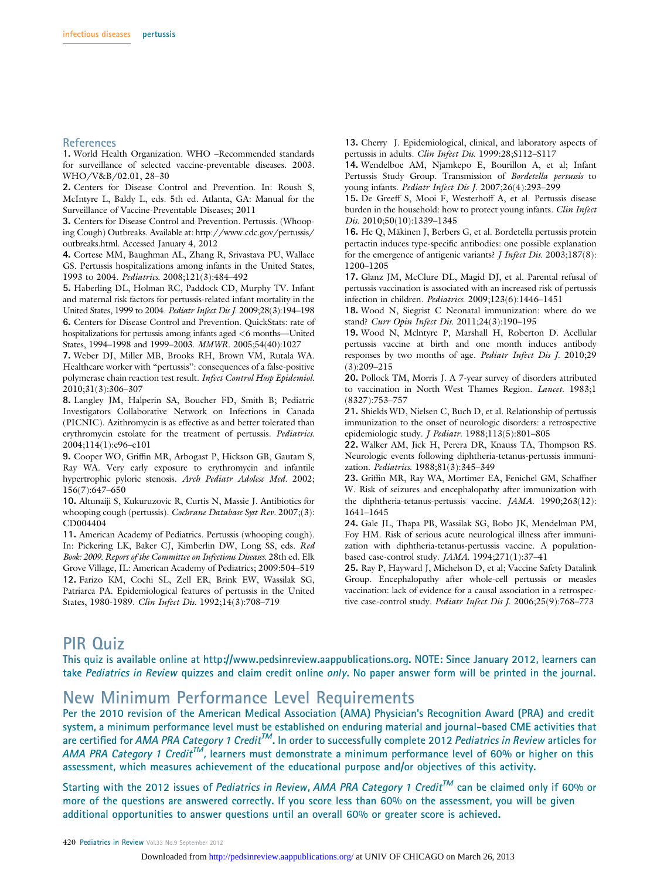## References

1. World Health Organization. WHO –Recommended standards for surveillance of selected vaccine-preventable diseases. 2003. WHO/V&B/02.01, 28–30
2. Centers for Disease Control and Prevention. In: Roush S, McIntyre L, Baldy L, eds. 5th ed. Atlanta, GA: Manual for the Surveillance of Vaccine-Preventable Diseases; 2011
3. Centers for Disease Control and Prevention. Pertussis. (Whooping Cough) Outbreaks. Available at: http://www.cdc.gov/pertussis/outbreaks.html. Accessed January 4, 2012
4. Cortese MM, Baughman AL, Zhang R, Srivastava PU, Wallace GS. Pertussis hospitalizations among infants in the United States, 1993 to 2004. *Pediatrics.* 2008;121(3):484–492
5. Haberling DL, Holman RC, Paddock CD, Murphy TV. Infant and maternal risk factors for pertussis-related infant mortality in the United States, 1999 to 2004. *Pediatr Infect Dis J.* 2009;28(3):194–198
6. Centers for Disease Control and Prevention. QuickStats: rate of hospitalizations for pertussis among infants aged <6 months—United States, 1994–1998 and 1999–2003. *MMWR.* 2005;54(40):1027
7. Weber DJ, Miller MB, Brooks RH, Brown VM, Rutala WA. Healthcare worker with "pertussis": consequences of a false-positive polymerase chain reaction test result. *Infect Control Hosp Epidemiol.* 2010;31(3):306–307
8. Langley JM, Halperin SA, Boucher FD, Smith B; Pediatric Investigators Collaborative Network on Infections in Canada (PICNIC). Azithromycin is as effective as and better tolerated than erythromycin estolate for the treatment of pertussis. *Pediatrics.* 2004;114(1):e96–e101
9. Cooper WO, Griffin MR, Arbogast P, Hickson GB, Gautam S, Ray WA. Very early exposure to erythromycin and infantile hypertrophic pyloric stenosis. *Arch Pediatr Adolesc Med.* 2002;156(7):647–650
10. Altunaiji S, Kukuruzovic R, Curtis N, Massie J. Antibiotics for whooping cough (pertussis). *Cochrane Database Syst Rev.* 2007;(3):CD004404
11. American Academy of Pediatrics. Pertussis (whooping cough). In: Pickering LK, Baker CJ, Kimberlin DW, Long SS, eds. *Red Book: 2009. Report of the Committee on Infectious Diseases.* 28th ed. Elk Grove Village, IL: American Academy of Pediatrics; 2009:504–519
12. Farizo KM, Cochi SL, Zell ER, Brink EW, Wassilak SG, Patriarca PA. Epidemiological features of pertussis in the United States, 1980-1989. *Clin Infect Dis.* 1992;14(3):708–719
13. Cherry J. Epidemiological, clinical, and laboratory aspects of pertussis in adults. *Clin Infect Dis.* 1999:28;S112–S117
14. Wendelboe AM, Njamkepo E, Bourillon A, et al; Infant Pertussis Study Group. Transmission of *Bordetella pertussis* to young infants. *Pediatr Infect Dis J.* 2007;26(4):293–299
15. De Greeff S, Mooi F, Westerhoff A, et al. Pertussis disease burden in the household: how to protect young infants. *Clin Infect Dis.* 2010;50(10):1339–1345
16. He Q, Mäkinen J, Berbers G, et al. Bordetella pertussis protein pertactin induces type-specific antibodies: one possible explanation for the emergence of antigenic variants? *J Infect Dis.* 2003;187(8):1200–1205
17. Glanz JM, McClure DL, Magid DJ, et al. Parental refusal of pertussis vaccination is associated with an increased risk of pertussis infection in children. *Pediatrics.* 2009;123(6):1446–1451
18. Wood N, Siegrist C Neonatal immunization: where do we stand? *Curr Opin Infect Dis.* 2011;24(3):190–195
19. Wood N, McIntyre P, Marshall H, Roberton D. Acellular pertussis vaccine at birth and one month induces antibody responses by two months of age. *Pediatr Infect Dis J.* 2010;29(3):209–215
20. Pollock TM, Morris J. A 7-year survey of disorders attributed to vaccination in North West Thames Region. *Lancet.* 1983;1(8327):753–757
21. Shields WD, Nielsen C, Buch D, et al. Relationship of pertussis immunization to the onset of neurologic disorders: a retrospective epidemiologic study. *J Pediatr.* 1988;113(5):801–805
22. Walker AM, Jick H, Perera DR, Knauss TA, Thompson RS. Neurologic events following diphtheria-tetanus-pertussis immunization. *Pediatrics.* 1988;81(3):345–349
23. Griffin MR, Ray WA, Mortimer EA, Fenichel GM, Schaffner W. Risk of seizures and encephalopathy after immunization with the diphtheria-tetanus-pertussis vaccine. *JAMA.* 1990;263(12):1641–1645
24. Gale JL, Thapa PB, Wassilak SG, Bobo JK, Mendelman PM, Foy HM. Risk of serious acute neurological illness after immunization with diphtheria-tetanus-pertussis vaccine. A population-based case-control study. *JAMA.* 1994;271(1):37–41
25. Ray P, Hayward J, Michelson D, et al; Vaccine Safety Datalink Group. Encephalopathy after whole-cell pertussis or measles vaccination: lack of evidence for a causal association in a retrospective case-control study. *Pediatr Infect Dis J.* 2006;25(9):768–773

# PIR Quiz

**This quiz is available online at http://www.pedsinreview.aappublications.org. NOTE: Since January 2012, learners can take *Pediatrics in Review* quizzes and claim credit online *only*. No paper answer form will be printed in the journal.**

# New Minimum Performance Level Requirements

**Per the 2010 revision of the American Medical Association (AMA) Physician's Recognition Award (PRA) and credit system, a minimum performance level must be established on enduring material and journal-based CME activities that are certified for *AMA PRA Category 1 Credit™*. In order to successfully complete 2012 *Pediatrics in Review* articles for *AMA PRA Category 1 Credit™*, learners must demonstrate a minimum performance level of 60% or higher on this assessment, which measures achievement of the educational purpose and/or objectives of this activity.**

**Starting with the 2012 issues of *Pediatrics in Review*, *AMA PRA Category 1 Credit™* can be claimed only if 60% or more of the questions are answered correctly. If you score less than 60% on the assessment, you will be given additional opportunities to answer questions until an overall 60% or greater score is achieved.**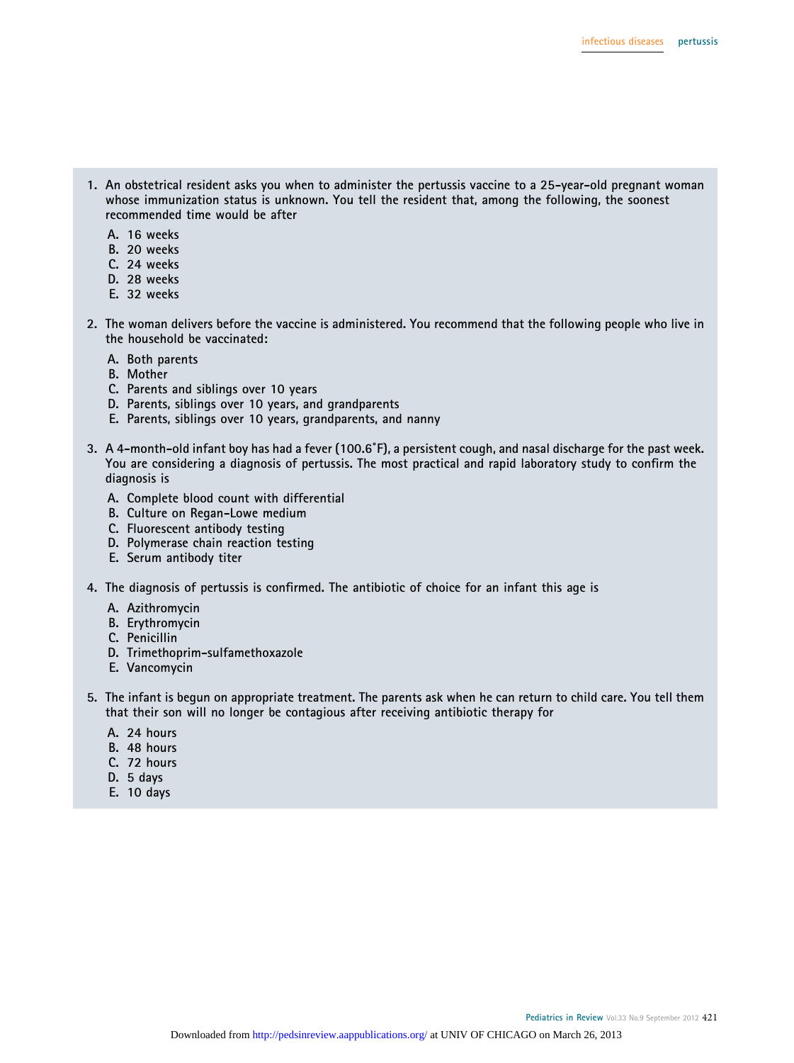1. An obstetrical resident asks you when to administer the pertussis vaccine to a 25-year-old pregnant woman whose immunization status is unknown. You tell the resident that, among the following, the soonest recommended time would be after

   A. 16 weeks
   B. 20 weeks
   C. 24 weeks
   D. 28 weeks
   E. 32 weeks

2. The woman delivers before the vaccine is administered. You recommend that the following people who live in the household be vaccinated:

   A. Both parents
   B. Mother
   C. Parents and siblings over 10 years
   D. Parents, siblings over 10 years, and grandparents
   E. Parents, siblings over 10 years, grandparents, and nanny

3. A 4-month-old infant boy has had a fever (100.6˚F), a persistent cough, and nasal discharge for the past week. You are considering a diagnosis of pertussis. The most practical and rapid laboratory study to confirm the diagnosis is

   A. Complete blood count with differential
   B. Culture on Regan-Lowe medium
   C. Fluorescent antibody testing
   D. Polymerase chain reaction testing
   E. Serum antibody titer

4. The diagnosis of pertussis is confirmed. The antibiotic of choice for an infant this age is

   A. Azithromycin
   B. Erythromycin
   C. Penicillin
   D. Trimethoprim-sulfamethoxazole
   E. Vancomycin

5. The infant is begun on appropriate treatment. The parents ask when he can return to child care. You tell them that their son will no longer be contagious after receiving antibiotic therapy for

   A. 24 hours
   B. 48 hours
   C. 72 hours
   D. 5 days
   E. 10 days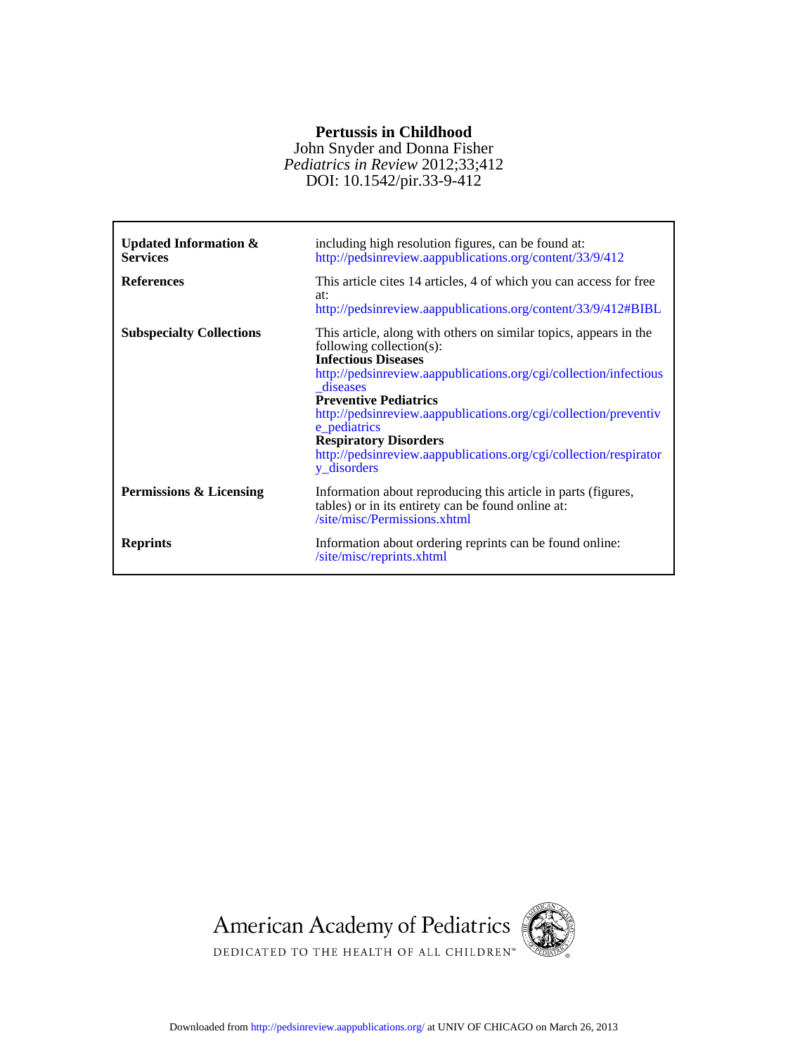# Pertussis in Childhood

John Snyder and Donna Fisher

*Pediatrics in Review* 2012;33;412

DOI: 10.1542/pir.33-9-412

| | |
|---|---|
| **Updated Information & Services** | including high resolution figures, can be found at: http://pedsinreview.aappublications.org/content/33/9/412 |
| **References** | This article cites 14 articles, 4 of which you can access for free at: http://pedsinreview.aappublications.org/content/33/9/412#BIBL |
| **Subspecialty Collections** | This article, along with others on similar topics, appears in the following collection(s): **Infectious Diseases** http://pedsinreview.aappublications.org/cgi/collection/infectious_diseases **Preventive Pediatrics** http://pedsinreview.aappublications.org/cgi/collection/preventive_pediatrics **Respiratory Disorders** http://pedsinreview.aappublications.org/cgi/collection/respiratory_disorders |
| **Permissions & Licensing** | Information about reproducing this article in parts (figures, tables) or in its entirety can be found online at: /site/misc/Permissions.xhtml |
| **Reprints** | Information about ordering reprints can be found online: /site/misc/reprints.xhtml |

American Academy of Pediatrics

DEDICATED TO THE HEALTH OF ALL CHILDREN™

Downloaded from http://pedsinreview.aappublications.org/ at UNIV OF CHICAGO on March 26, 2013